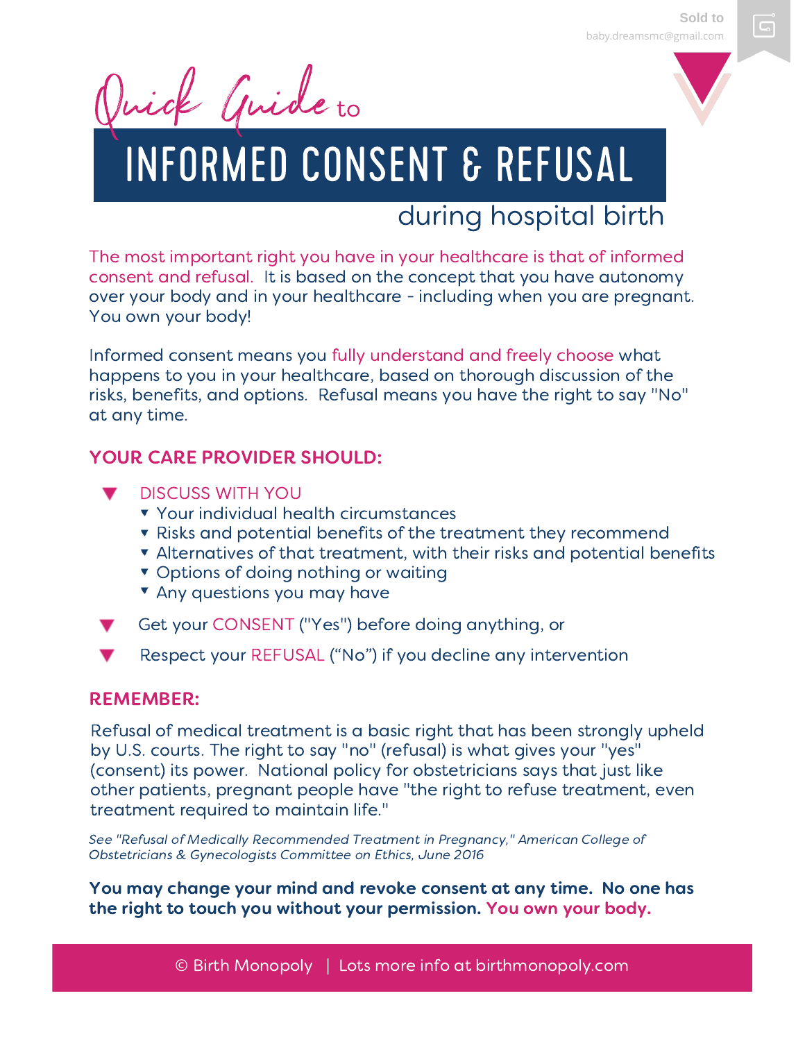# Quick Guide to INFORMED CONSENT & REFUSAL during hospital birth

The most important right you have in your healthcare is that of informed consent and refusal. It is based on the concept that you have autonomy over your body and in your healthcare - including when you are pregnant. You own your body!

Informed consent means you fully understand and freely choose what happens to you in your healthcare, based on thorough discussion of the risks, benefits, and options. Refusal means you have the right to say "No" at any time.

## YOUR CARE PROVIDER SHOULD:

- DISCUSS WITH YOU
  - Your individual health circumstances
  - Risks and potential benefits of the treatment they recommend
  - Alternatives of that treatment, with their risks and potential benefits
  - Options of doing nothing or waiting
  - Any questions you may have
- Get your CONSENT ("Yes") before doing anything, or
- Respect your REFUSAL ("No") if you decline any intervention

## REMEMBER:

Refusal of medical treatment is a basic right that has been strongly upheld by U.S. courts. The right to say "no" (refusal) is what gives your "yes" (consent) its power. National policy for obstetricians says that just like other patients, pregnant people have "the right to refuse treatment, even treatment required to maintain life."

*See "Refusal of Medically Recommended Treatment in Pregnancy," American College of Obstetricians & Gynecologists Committee on Ethics, June 2016*

**You may change your mind and revoke consent at any time. No one has the right to touch you without your permission. You own your body.**

© Birth Monopoly | Lots more info at birthmonopoly.com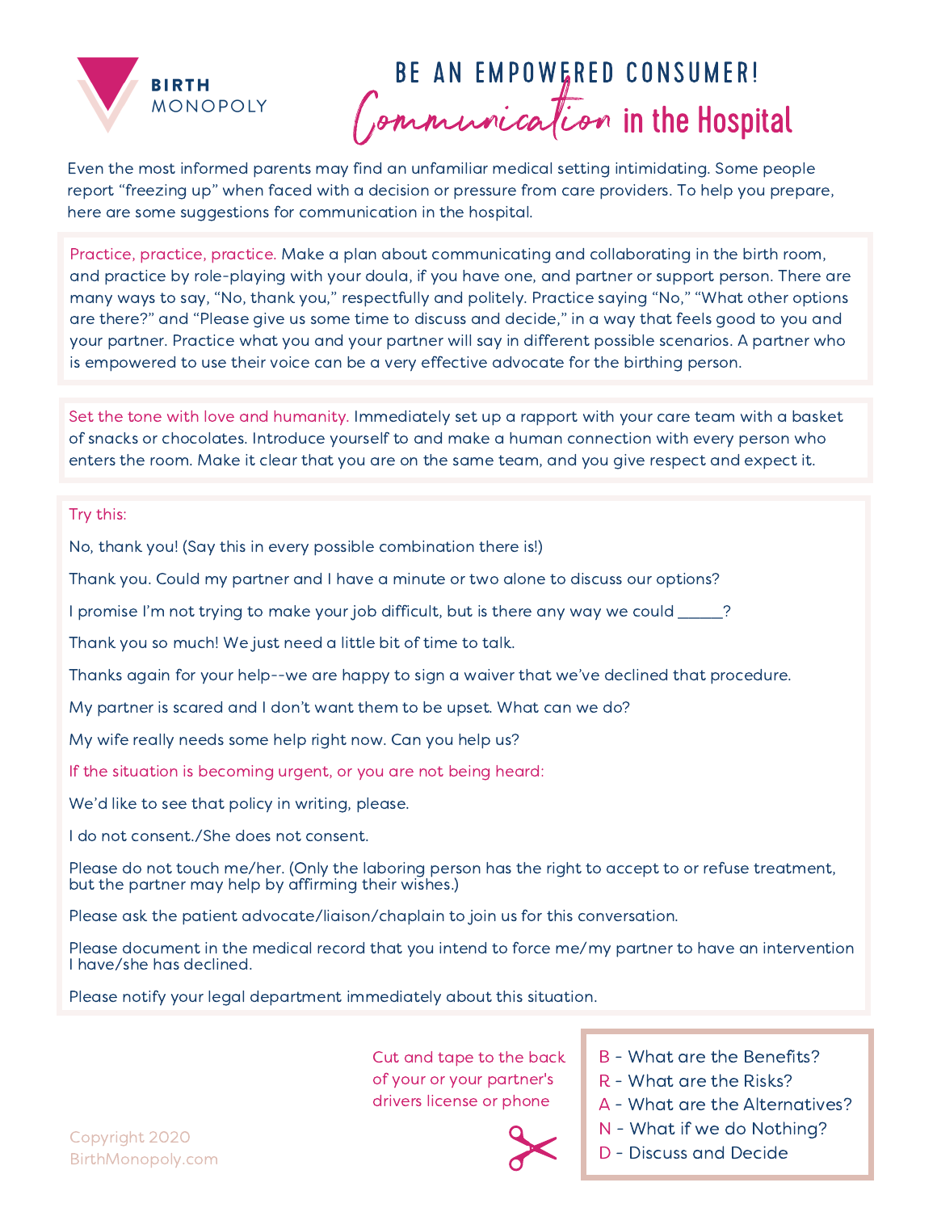BIRTH MONOPOLY

# BE AN EMPOWERED CONSUMER!

## Communication in the Hospital

Even the most informed parents may find an unfamiliar medical setting intimidating. Some people report "freezing up" when faced with a decision or pressure from care providers. To help you prepare, here are some suggestions for communication in the hospital.

**Practice, practice, practice.** Make a plan about communicating and collaborating in the birth room, and practice by role-playing with your doula, if you have one, and partner or support person. There are many ways to say, "No, thank you," respectfully and politely. Practice saying "No," "What other options are there?" and "Please give us some time to discuss and decide," in a way that feels good to you and your partner. Practice what you and your partner will say in different possible scenarios. A partner who is empowered to use their voice can be a very effective advocate for the birthing person.

**Set the tone with love and humanity.** Immediately set up a rapport with your care team with a basket of snacks or chocolates. Introduce yourself to and make a human connection with every person who enters the room. Make it clear that you are on the same team, and you give respect and expect it.

**Try this:**

No, thank you! (Say this in every possible combination there is!)

Thank you. Could my partner and I have a minute or two alone to discuss our options?

I promise I'm not trying to make your job difficult, but is there any way we could ______?

Thank you so much! We just need a little bit of time to talk.

Thanks again for your help--we are happy to sign a waiver that we've declined that procedure.

My partner is scared and I don't want them to be upset. What can we do?

My wife really needs some help right now. Can you help us?

**If the situation is becoming urgent, or you are not being heard:**

We'd like to see that policy in writing, please.

I do not consent./She does not consent.

Please do not touch me/her. (Only the laboring person has the right to accept to or refuse treatment, but the partner may help by affirming their wishes.)

Please ask the patient advocate/liaison/chaplain to join us for this conversation.

Please document in the medical record that you intend to force me/my partner to have an intervention I have/she has declined.

Please notify your legal department immediately about this situation.

Cut and tape to the back of your or your partner's drivers license or phone

- B - What are the Benefits?
- R - What are the Risks?
- A - What are the Alternatives?
- N - What if we do Nothing?
- D - Discuss and Decide

Copyright 2020
BirthMonopoly.com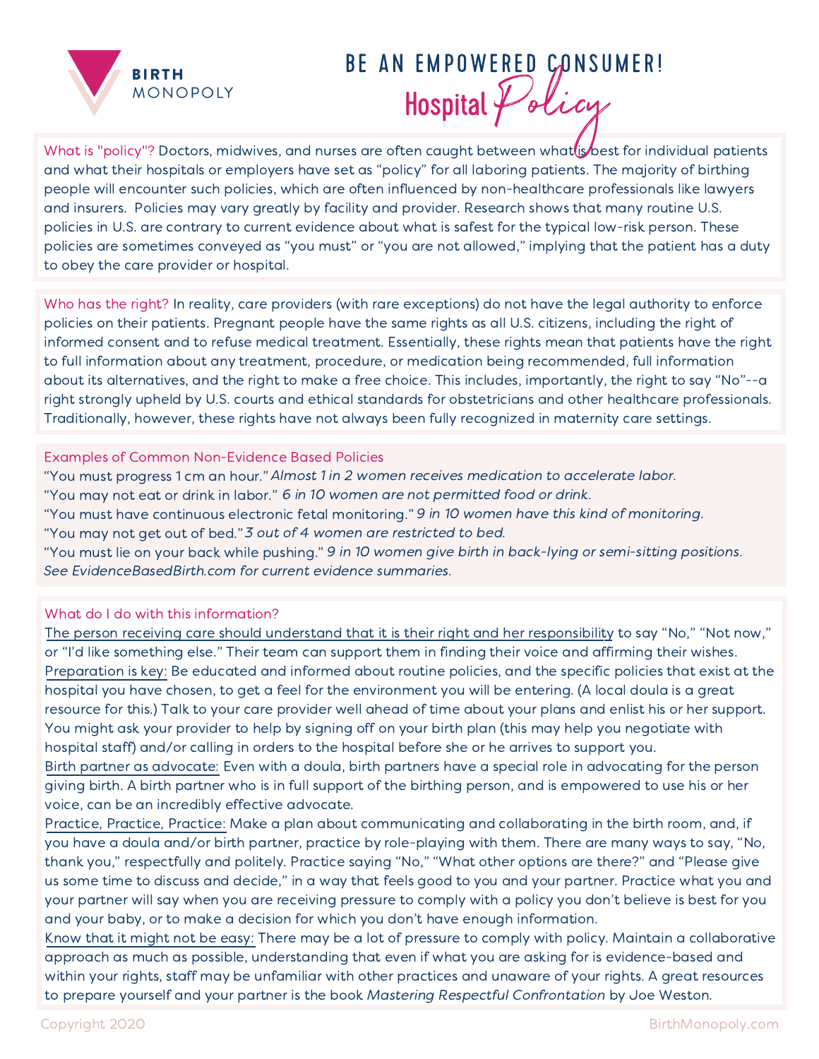BIRTH MONOPOLY

# BE AN EMPOWERED CONSUMER!

## Hospital Policy

What is "policy"? Doctors, midwives, and nurses are often caught between what is best for individual patients and what their hospitals or employers have set as "policy" for all laboring patients. The majority of birthing people will encounter such policies, which are often influenced by non-healthcare professionals like lawyers and insurers. Policies may vary greatly by facility and provider. Research shows that many routine U.S. policies in U.S. are contrary to current evidence about what is safest for the typical low-risk person. These policies are sometimes conveyed as "you must" or "you are not allowed," implying that the patient has a duty to obey the care provider or hospital.

Who has the right? In reality, care providers (with rare exceptions) do not have the legal authority to enforce policies on their patients. Pregnant people have the same rights as all U.S. citizens, including the right of informed consent and to refuse medical treatment. Essentially, these rights mean that patients have the right to full information about any treatment, procedure, or medication being recommended, full information about its alternatives, and the right to make a free choice. This includes, importantly, the right to say "No"--a right strongly upheld by U.S. courts and ethical standards for obstetricians and other healthcare professionals. Traditionally, however, these rights have not always been fully recognized in maternity care settings.

Examples of Common Non-Evidence Based Policies

"You must progress 1 cm an hour." *Almost 1 in 2 women receives medication to accelerate labor.*
"You may not eat or drink in labor." *6 in 10 women are not permitted food or drink.*
"You must have continuous electronic fetal monitoring." *9 in 10 women have this kind of monitoring.*
"You may not get out of bed." *3 out of 4 women are restricted to bed.*
"You must lie on your back while pushing." *9 in 10 women give birth in back-lying or semi-sitting positions.*
*See EvidenceBasedBirth.com for current evidence summaries.*

What do I do with this information?

The person receiving care should understand that it is their right and her responsibility to say "No," "Not now," or "I'd like something else." Their team can support them in finding their voice and affirming their wishes.
Preparation is key: Be educated and informed about routine policies, and the specific policies that exist at the hospital you have chosen, to get a feel for the environment you will be entering. (A local doula is a great resource for this.) Talk to your care provider well ahead of time about your plans and enlist his or her support. You might ask your provider to help by signing off on your birth plan (this may help you negotiate with hospital staff) and/or calling in orders to the hospital before she or he arrives to support you.
Birth partner as advocate: Even with a doula, birth partners have a special role in advocating for the person giving birth. A birth partner who is in full support of the birthing person, and is empowered to use his or her voice, can be an incredibly effective advocate.
Practice, Practice, Practice: Make a plan about communicating and collaborating in the birth room, and, if you have a doula and/or birth partner, practice by role-playing with them. There are many ways to say, "No, thank you," respectfully and politely. Practice saying "No," "What other options are there?" and "Please give us some time to discuss and decide," in a way that feels good to you and your partner. Practice what you and your partner will say when you are receiving pressure to comply with a policy you don't believe is best for you and your baby, or to make a decision for which you don't have enough information.
Know that it might not be easy: There may be a lot of pressure to comply with policy. Maintain a collaborative approach as much as possible, understanding that even if what you are asking for is evidence-based and within your rights, staff may be unfamiliar with other practices and unaware of your rights. A great resources to prepare yourself and your partner is the book *Mastering Respectful Confrontation* by Joe Weston.

Copyright 2020 BirthMonopoly.com